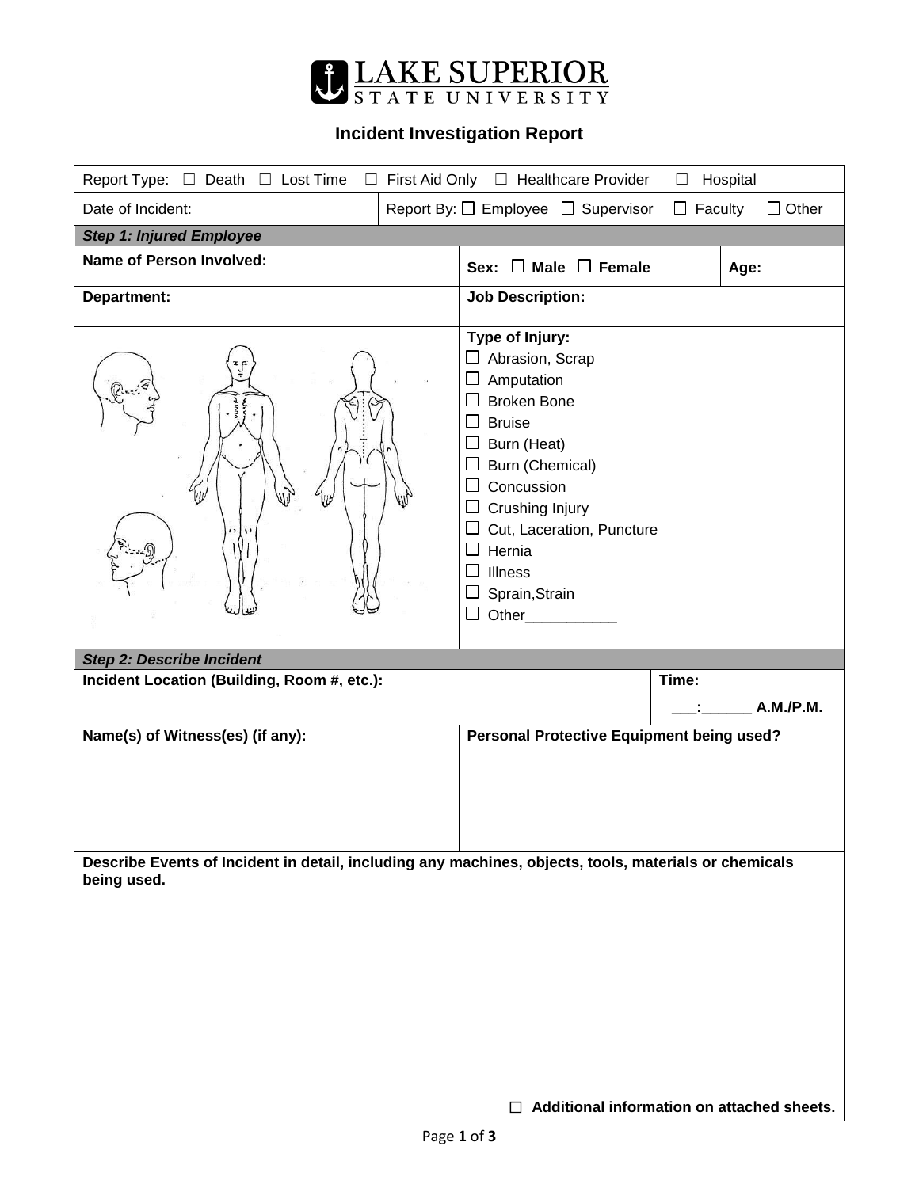# LAKE SUPERIOR STATE UNIVERSITY

## Incident Investigation Report

Report Type: ☐ Death ☐ Lost Time ☐ First Aid Only ☐ Healthcare Provider ☐ Hospital

| Date of Incident: | Report By: ☐ Employee ☐ Supervisor ☐ Faculty ☐ Other |
|---|---|

***Step 1: Injured Employee***

| **Name of Person Involved:** | **Sex: ☐ Male ☐ Female** | **Age:** |
|---|---|---|
| **Department:** | **Job Description:** | |

**Type of Injury:**

- ☐ Abrasion, Scrap
- ☐ Amputation
- ☐ Broken Bone
- ☐ Bruise
- ☐ Burn (Heat)
- ☐ Burn (Chemical)
- ☐ Concussion
- ☐ Crushing Injury
- ☐ Cut, Laceration, Puncture
- ☐ Hernia
- ☐ Illness
- ☐ Sprain,Strain
- ☐ Other___________

***Step 2: Describe Incident***

| **Incident Location (Building, Room #, etc.):** | **Time:** ___:______ **A.M./P.M.** |
|---|---|
| **Name(s) of Witness(es) (if any):** | **Personal Protective Equipment being used?** |

**Describe Events of Incident in detail, including any machines, objects, tools, materials or chemicals being used.**

☐ **Additional information on attached sheets.**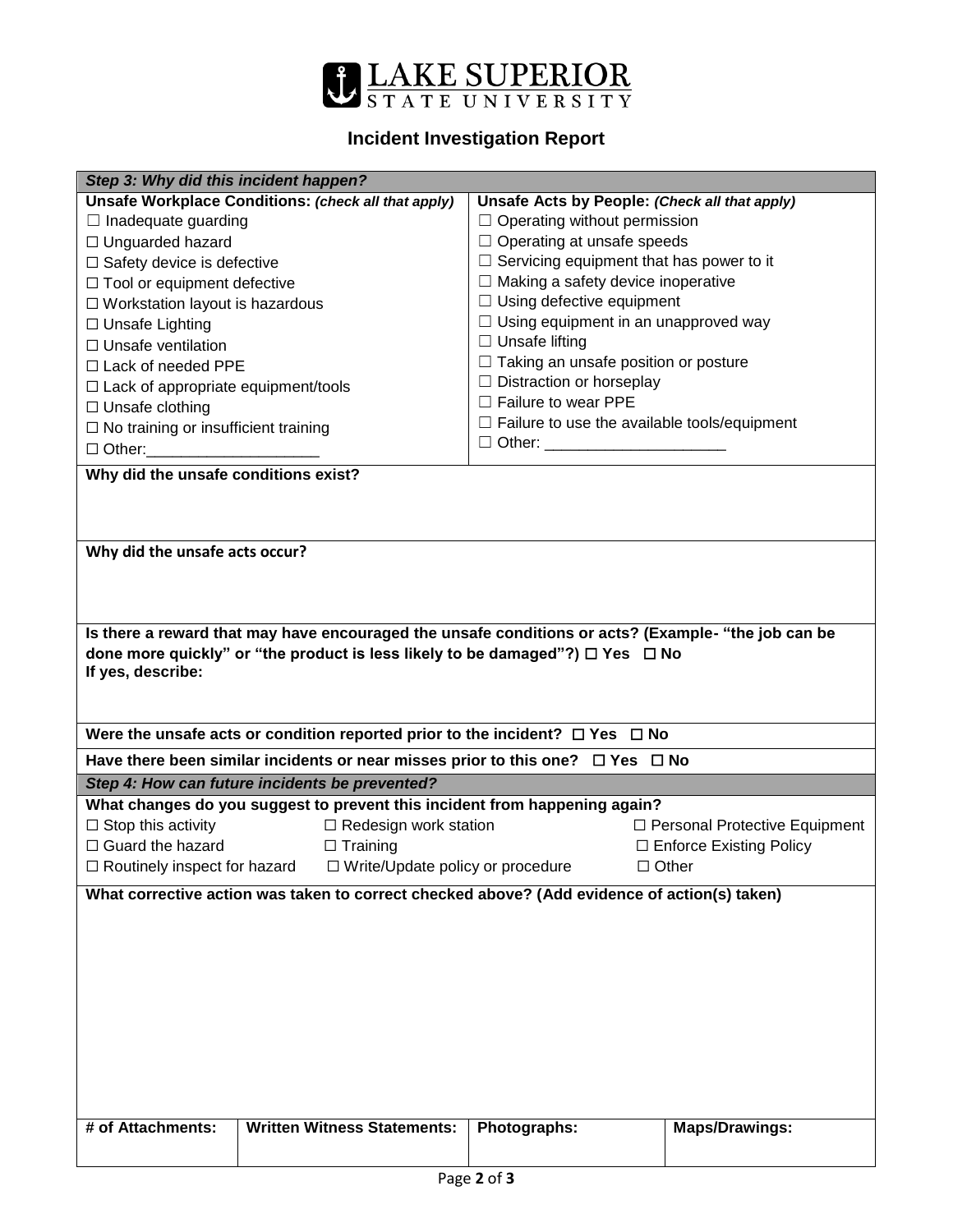LAKE SUPERIOR STATE UNIVERSITY

## Incident Investigation Report

***Step 3: Why did this incident happen?***

| **Unsafe Workplace Conditions:** ***(check all that apply)*** | **Unsafe Acts by People:** ***(Check all that apply)*** |
|---|---|
| ☐ Inadequate guarding | ☐ Operating without permission |
| ☐ Unguarded hazard | ☐ Operating at unsafe speeds |
| ☐ Safety device is defective | ☐ Servicing equipment that has power to it |
| ☐ Tool or equipment defective | ☐ Making a safety device inoperative |
| ☐ Workstation layout is hazardous | ☐ Using defective equipment |
| ☐ Unsafe Lighting | ☐ Using equipment in an unapproved way |
| ☐ Unsafe ventilation | ☐ Unsafe lifting |
| ☐ Lack of needed PPE | ☐ Taking an unsafe position or posture |
| ☐ Lack of appropriate equipment/tools | ☐ Distraction or horseplay |
| ☐ Unsafe clothing | ☐ Failure to wear PPE |
| ☐ No training or insufficient training | ☐ Failure to use the available tools/equipment |
| ☐ Other:____________________ | ☐ Other: _____________________ |

**Why did the unsafe conditions exist?**

**Why did the unsafe acts occur?**

**Is there a reward that may have encouraged the unsafe conditions or acts? (Example- "the job can be done more quickly" or "the product is less likely to be damaged"?) ☐ Yes ☐ No**
**If yes, describe:**

**Were the unsafe acts or condition reported prior to the incident? ☐ Yes ☐ No**

**Have there been similar incidents or near misses prior to this one? ☐ Yes ☐ No**

***Step 4: How can future incidents be prevented?***

**What changes do you suggest to prevent this incident from happening again?**

| | | |
|---|---|---|
| ☐ Stop this activity | ☐ Redesign work station | ☐ Personal Protective Equipment |
| ☐ Guard the hazard | ☐ Training | ☐ Enforce Existing Policy |
| ☐ Routinely inspect for hazard | ☐ Write/Update policy or procedure | ☐ Other |

**What corrective action was taken to correct checked above? (Add evidence of action(s) taken)**

| **# of Attachments:** | **Written Witness Statements:** | **Photographs:** | **Maps/Drawings:** |
|---|---|---|---|
| | | | |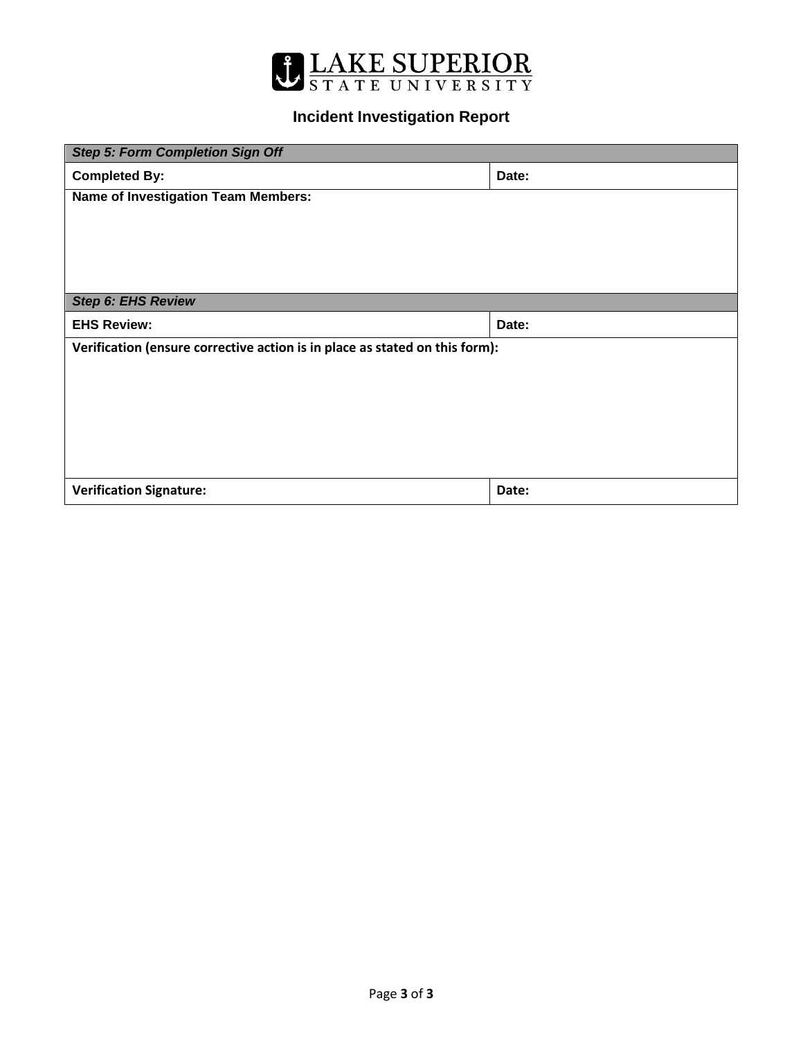LAKE SUPERIOR STATE UNIVERSITY

## Incident Investigation Report

| | |
|---|---|
| ***Step 5: Form Completion Sign Off*** | |
| **Completed By:** | **Date:** |
| **Name of Investigation Team Members:** | |
| ***Step 6: EHS Review*** | |
| **EHS Review:** | **Date:** |
| **Verification (ensure corrective action is in place as stated on this form):** | |
| **Verification Signature:** | **Date:** |